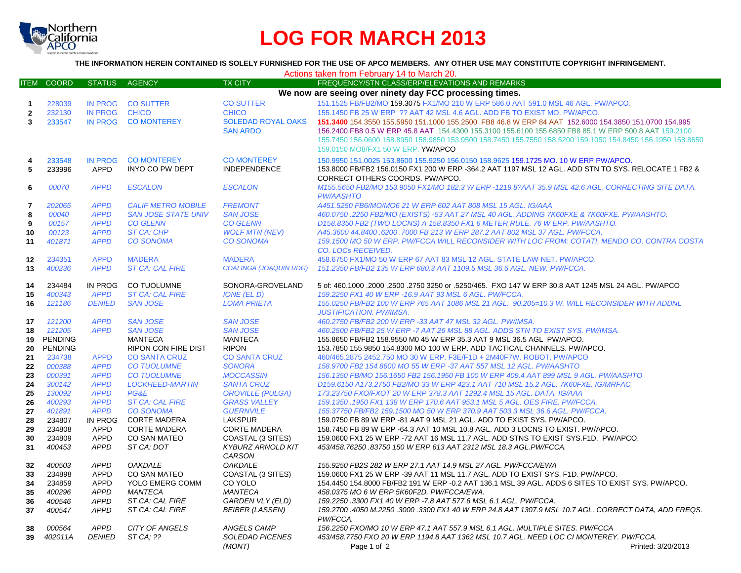# LOG FOR MARCH 2013

**THE INFORMATION HEREIN CONTAINED IS SOLELY FURNISHED FOR THE USE OF APCO MEMBERS. ANY OTHER USE MAY CONSTITUTE COPYRIGHT INFRINGEMENT.**

Actions taken from February 14 to March 20.

| ITEM | COORD | STATUS | AGENCY | TX CITY | FREQUENCY/STN CLASS/ERP/ELEVATIONS AND REMARKS |
|---|---|---|---|---|---|
| | | | | | **We now are seeing over ninety day FCC processing times.** |
| 1 | 228039 | IN PROG | CO SUTTER | CO SUTTER | 151.1525 FB/FB2/MO 159.3075 FX1/MO 210 W ERP 586.0 AAT 591.0 MSL 46 AGL. PW/APCO. |
| 2 | 232130 | IN PROG | CHICO | CHICO | 155.1450 FB 25 W ERP ?? AAT 42 MSL 4.6 AGL. ADD FB TO EXIST MO. PW/APCO. |
| 3 | 233547 | IN PROG | CO MONTEREY | SOLEDAD ROYAL OAKS SAN ARDO | 151.3400 154.3550 155.5950 151.1000 155.2500 FB8 46.8 W ERP 84 AAT 152.6000 154.3850 151.0700 154.995 156.2400 FB8 0.5 W ERP 45.8 AAT 154.4300 155.3100 155.6100 155.6850 FB8 85.1 W ERP 500.8 AAT 159.2100 155.7450 156.0600 158.8950 158.9850 153.9500 158.7450 155.7550 158.5200 159.1050 154.8450 156.1950 158.8650 159.0150 MO8/FX1 50 W ERP. YW/APCO |
| 4 | 233548 | IN PROG | CO MONTEREY | CO MONTEREY | 150.9950 151.0025 153.8600 155.9250 156.0150 158.9625 159.1725 MO. 10 W ERP PW/APCO. |
| 5 | 233996 | APPD | INYO CO PW DEPT | INDEPENDENCE | 153.8000 FB/FB2 156.0150 FX1 200 W ERP -364.2 AAT 1197 MSL 12 AGL. ADD STN TO SYS. RELOCATE 1 FB2 & CORRECT OTHERS COORDS. PW/APCO. |
| 6 | *00070* | *APPD* | *ESCALON* | *ESCALON* | *M155.5650 FB2/MO 153.9050 FX1/MO 182.3 W ERP -1219.8?AAT 35.9 MSL 42.6 AGL. CORRECTING SITE DATA. PW/AASHTO* |
| 7 | *202065* | *APPD* | *CALIF METRO MOBILE* | *FREMONT* | *A451.5250 FB6/MO/MO6 21 W ERP 602 AAT 808 MSL 15 AGL. IG/AAA* |
| 8 | *00040* | *APPD* | *SAN JOSE STATE UNIV* | *SAN JOSE* | *460.0750 .2250 FB2/MO (EXISTS) -53 AAT 27 MSL 40 AGL. ADDING 7K60FXE & 7K60FXE. PW/AASHTO.* |
| 9 | *00157* | *APPD* | *CO GLENN* | *CO GLENN* | *D158.8350 FB2 (TWO LOCNS) A 158.8350 FX1 6 METER RULE. 76 W ERP. PW/AASHTO.* |
| 10 | *00123* | *APPD* | *ST CA: CHP* | *WOLF MTN (NEV)* | *A45.3600 44.8400 .6200 .7000 FB 213 W ERP 287.2 AAT 802 MSL 37 AGL. PW/FCCA.* |
| 11 | *401871* | *APPD* | *CO SONOMA* | *CO SONOMA* | *159.1500 MO 50 W ERP. PW/FCCA.WILL RECONSIDER WITH LOC FROM: COTATI, MENDO CO, CONTRA COSTA CO. LOCs RECEIVED.* |
| 12 | 234351 | APPD | MADERA | MADERA | 458.6750 FX1/MO 50 W ERP 67 AAT 83 MSL 12 AGL. STATE LAW NET. PW/APCO. |
| 13 | *400236* | *APPD* | *ST CA: CAL FIRE* | *COALINGA (JOAQUIN RDG)* | *151.2350 FB/FB2 135 W ERP 680.3 AAT 1109.5 MSL 36.6 AGL. NEW. PW/FCCA.* |
| 14 | 234484 | IN PROG | CO TUOLUMNE | SONORA-GROVELAND | 5 of: 460.1000 .2000 .2500 .2750 3250 or .5250/465. FXO 147 W ERP 30.8 AAT 1245 MSL 24 AGL. PW/APCO |
| 15 | *400343* | *APPD* | *ST CA: CAL FIRE* | *IONE (EL D)* | *159.2250 FX1 40 W ERP -16.9 AAT 93 MSL 6 AGL. PW/FCCA.* |
| 16 | *121186* | *DENIED* | *SAN JOSE* | *LOMA PRIETA* | *155.0250 FB/FB2 100 W ERP 765 AAT 1086 MSL 21 AGL. 90.205=10.3 W. WILL RECONSIDER WITH ADDNL JUSTIFICATION. PW/IMSA.* |
| 17 | *121200* | *APPD* | *SAN JOSE* | *SAN JOSE* | *460.2750 FB/FB2 200 W ERP -33 AAT 47 MSL 32 AGL. PW/IMSA.* |
| 18 | *121205* | *APPD* | *SAN JOSE* | *SAN JOSE* | *460.2500 FB/FB2 25 W ERP -7 AAT 26 MSL 88 AGL. ADDS STN TO EXIST SYS. PW/IMSA.* |
| 19 | PENDING | | MANTECA | MANTECA | 155.8650 FB/FB2 158.9550 M0 45 W ERP 35.3 AAT 9 MSL 36.5 AGL PW/APCO. |
| 20 | PENDING | | RIPON CON FIRE DIST | RIPON | 153.7850 155.9850 154.8300 MO 100 W ERP. ADD TACTICAL CHANNELS. PW/APCO. |
| 21 | 234738 | APPD | CO SANTA CRUZ | CO SANTA CRUZ | 460/465.2875 2452.750 MO 30 W ERP. F3E/F1D + 2M40F7W. ROBOT. PW/APCO |
| 22 | *000388* | *APPD* | *CO TUOLUMNE* | *SONORA* | *158.9700 FB2 154.8600 MO 55 W ERP -37 AAT 557 MSL 12 AGL. PW/AASHTO* |
| 23 | *000391* | *APPD* | *CO TUOLUMNE* | *MOCCASSIN* | *156.1350 FB/MO 156.1650 FB2 156.1950 FB 100 W ERP 409.4 AAT 899 MSL 9 AGL. PW/AASHTO* |
| 24 | *300142* | *APPD* | *LOCKHEED-MARTIN* | *SANTA CRUZ* | *D159.6150 A173.2750 FB2/MO 33 W ERP 423.1 AAT 710 MSL 15.2 AGL. 7K60FXE. IG/MRFAC* |
| 25 | *130092* | *APPD* | *PG&E* | *OROVILLE (PULGA)* | *173.23750 FXO/FXOT 20 W ERP 378.3 AAT 1292.4 MSL 15 AGL. DATA. IG/AAA* |
| 26 | *400293* | *APPD* | *ST CA: CAL FIRE* | *GRASS VALLEY* | *159.1350 .1950 FX1 138 W ERP 170.6 AAT 953.1 MSL 5 AGL. OES FIRE. PW/FCCA.* |
| 27 | *401891* | *APPD* | *CO SONOMA* | *GUERNVILE* | *155.37750 FB/FB2 159.1500 MO 50 W ERP 370.9 AAT 503.3 MSL 36.6 AGL. PW/FCCA.* |
| 28 | 234807 | IN PROG | CORTE MADERA | LAKSPUR | 159.0750 FB 89 W ERP -81 AAT 9 MSL 21 AGL. ADD TO EXIST SYS. PW/APCO. |
| 29 | 234808 | APPD | CORTE MADERA | CORTE MADERA | 158.7450 FB 89 W ERP -64.3 AAT 10 MSL 10.8 AGL. ADD 3 LOCNS TO EXIST. PW/APCO. |
| 30 | 234809 | APPD | CO SAN MATEO | COASTAL (3 SITES) | 159.0600 FX1 25 W ERP -72 AAT 16 MSL 11.7 AGL. ADD STNS TO EXIST SYS.F1D. PW/APCO. |
| 31 | *400453* | *APPD* | *ST CA: DOT* | *KYBURZ ARNOLD KIT CARSON* | *453/458.76250 .83750 150 W ERP 613 AAT 2312 MSL 18.3 AGL.PW/FCCA.* |
| 32 | *400503* | *APPD* | *OAKDALE* | *OAKDALE* | *155.9250 FB2S 282 W ERP 27.1 AAT 14.9 MSL 27 AGL. PW/FCCA/EWA* |
| 33 | 234898 | APPD | CO SAN MATEO | COASTAL (3 SITES) | 159.0600 FX1 25 W ERP -39 AAT 11 MSL 11.7 AGL. ADD TO EXIST SYS. F1D. PW/APCO. |
| 34 | 234859 | APPD | YOLO EMERG COMM | CO YOLO | 154.4450 154.8000 FB/FB2 191 W ERP -0.2 AAT 136.1 MSL 39 AGL. ADDS 6 SITES TO EXIST SYS. PW/APCO. |
| 35 | *400296* | *APPD* | *MANTECA* | *MANTECA* | *458.0375 MO 6 W ERP 5K60F2D. PW/FCCA/EWA.* |
| 36 | *400546* | *APPD* | *ST CA: CAL FIRE* | *GARDEN VLY (ELD)* | *159.2250 .3300 FX1 40 W ERP -7.8 AAT 577.6 MSL 6.1 AGL. PW/FCCA.* |
| 37 | *400547* | *APPD* | *ST CA: CAL FIRE* | *BEIBER (LASSEN)* | *159.2700 .4050 M.2250 .3000 .3300 FX1 40 W ERP 24.8 AAT 1307.9 MSL 10.7 AGL. CORRECT DATA, ADD FREQS. PW/FCCA.* |
| 38 | *000564* | *APPD* | *CITY OF ANGELS* | *ANGELS CAMP* | *156.2250 FXO/MO 10 W ERP 47.1 AAT 557.9 MSL 6.1 AGL. MULTIPLE SITES. PW/FCCA* |
| 39 | *402011A* | *DENIED* | *ST CA; ??* | *SOLEDAD PICENES (MONT)* | *453/458.7750 FXO 20 W ERP 1194.8 AAT 1362 MSL 10.7 AGL. NEED LOC CI MONTEREY. PW/FCCA.* |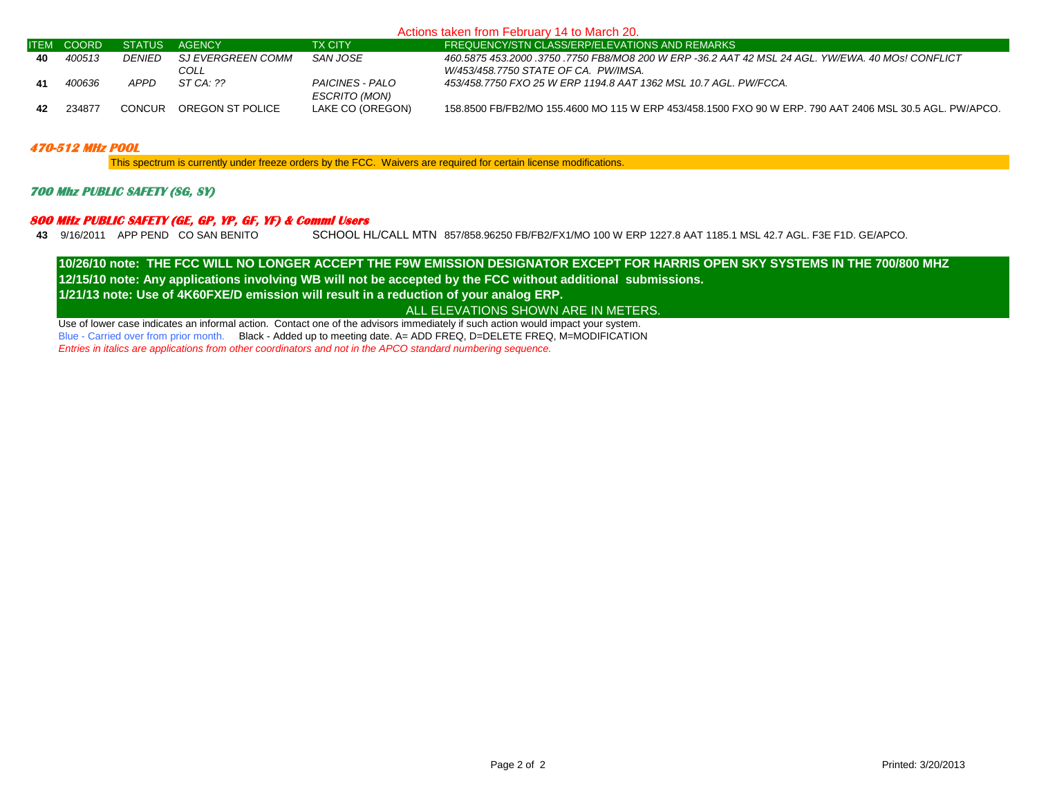Actions taken from February 14 to March 20.

| ITEM | COORD | STATUS | AGENCY | TX CITY | FREQUENCY/STN CLASS/ERP/ELEVATIONS AND REMARKS |
|---|---|---|---|---|---|
| 40 | *400513* | *DENIED* | *SJ EVERGREEN COMM COLL* | *SAN JOSE* | *460.5875 453.2000 .3750 .7750 FB8/MO8 200 W ERP -36.2 AAT 42 MSL 24 AGL. YW/EWA. 40 MOs! CONFLICT W/453/458.7750 STATE OF CA. PW/IMSA.* |
| 41 | *400636* | *APPD* | *ST CA: ??* | *PAICINES - PALO ESCRITO (MON)* | *453/458.7750 FXO 25 W ERP 1194.8 AAT 1362 MSL 10.7 AGL. PW/FCCA.* |
| 42 | 234877 | CONCUR | OREGON ST POLICE | LAKE CO (OREGON) | 158.8500 FB/FB2/MO 155.4600 MO 115 W ERP 453/458.1500 FXO 90 W ERP. 790 AAT 2406 MSL 30.5 AGL. PW/APCO. |

### *470-512 MHz POOL*

This spectrum is currently under freeze orders by the FCC. Waivers are required for certain license modifications.

### *700 Mhz PUBLIC SAFETY (SG, SY)*

### *800 MHz PUBLIC SAFETY (GE, GP, YP, GF, YF) & Comml Users*

| ITEM | COORD | STATUS | AGENCY | TX CITY | FREQUENCY/STN CLASS/ERP/ELEVATIONS AND REMARKS |
|---|---|---|---|---|---|
| 43 | 9/16/2011 | APP PEND | CO SAN BENITO | SCHOOL HL/CALL MTN | 857/858.96250 FB/FB2/FX1/MO 100 W ERP 1227.8 AAT 1185.1 MSL 42.7 AGL. F3E F1D. GE/APCO. |

**10/26/10 note: THE FCC WILL NO LONGER ACCEPT THE F9W EMISSION DESIGNATOR EXCEPT FOR HARRIS OPEN SKY SYSTEMS IN THE 700/800 MHZ**

**12/15/10 note: Any applications involving WB will not be accepted by the FCC without additional submissions.**

**1/21/13 note: Use of 4K60FXE/D emission will result in a reduction of your analog ERP.**

ALL ELEVATIONS SHOWN ARE IN METERS.

Use of lower case indicates an informal action. Contact one of the advisors immediately if such action would impact your system.

Blue - Carried over from prior month. Black - Added up to meeting date. A= ADD FREQ, D=DELETE FREQ, M=MODIFICATION

*Entries in italics are applications from other coordinators and not in the APCO standard numbering sequence.*

Printed: 3/20/2013